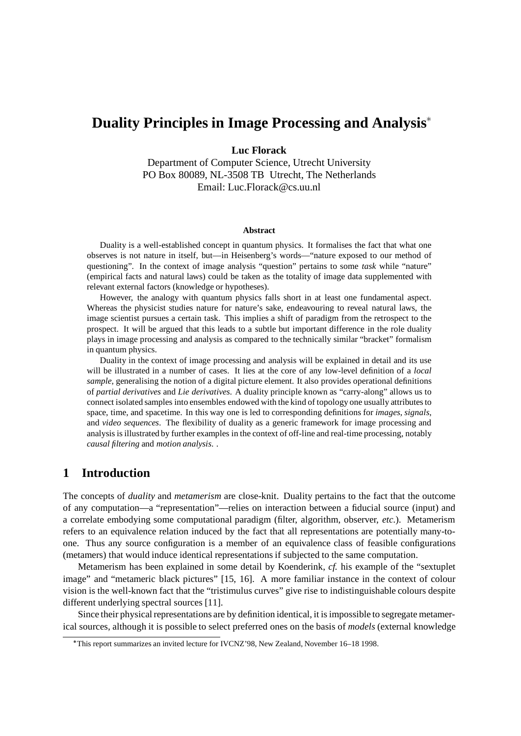# Duality Principles in Image Processing and Analysis*

**Luc Florack**

Department of Computer Science, Utrecht University
PO Box 80089, NL-3508 TB Utrecht, The Netherlands
Email: Luc.Florack@cs.uu.nl

### Abstract

Duality is a well-established concept in quantum physics. It formalises the fact that what one observes is not nature in itself, but—in Heisenberg's words—"nature exposed to our method of questioning". In the context of image analysis "question" pertains to some *task* while "nature" (empirical facts and natural laws) could be taken as the totality of image data supplemented with relevant external factors (knowledge or hypotheses).

However, the analogy with quantum physics falls short in at least one fundamental aspect. Whereas the physicist studies nature for nature's sake, endeavouring to reveal natural laws, the image scientist pursues a certain task. This implies a shift of paradigm from the retrospect to the prospect. It will be argued that this leads to a subtle but important difference in the role duality plays in image processing and analysis as compared to the technically similar "bracket" formalism in quantum physics.

Duality in the context of image processing and analysis will be explained in detail and its use will be illustrated in a number of cases. It lies at the core of any low-level definition of a *local sample*, generalising the notion of a digital picture element. It also provides operational definitions of *partial derivatives* and *Lie derivatives*. A duality principle known as "carry-along" allows us to connect isolated samples into ensembles endowed with the kind of topology one usually attributes to space, time, and spacetime. In this way one is led to corresponding definitions for *images*, *signals*, and *video sequences*. The flexibility of duality as a generic framework for image processing and analysis is illustrated by further examples in the context of off-line and real-time processing, notably *causal filtering* and *motion analysis*. .

## 1 Introduction

The concepts of *duality* and *metamerism* are close-knit. Duality pertains to the fact that the outcome of any computation—a "representation"—relies on interaction between a fiducial source (input) and a correlate embodying some computational paradigm (filter, algorithm, observer, *etc.*). Metamerism refers to an equivalence relation induced by the fact that all representations are potentially many-to-one. Thus any source configuration is a member of an equivalence class of feasible configurations (metamers) that would induce identical representations if subjected to the same computation.

Metamerism has been explained in some detail by Koenderink, *cf.* his example of the "sextuplet image" and "metameric black pictures" [15, 16]. A more familiar instance in the context of colour vision is the well-known fact that the "tristimulus curves" give rise to indistinguishable colours despite different underlying spectral sources [11].

Since their physical representations are by definition identical, it is impossible to segregate metamerical sources, although it is possible to select preferred ones on the basis of *models* (external knowledge

*This report summarizes an invited lecture for IVCNZ'98, New Zealand, November 16–18 1998.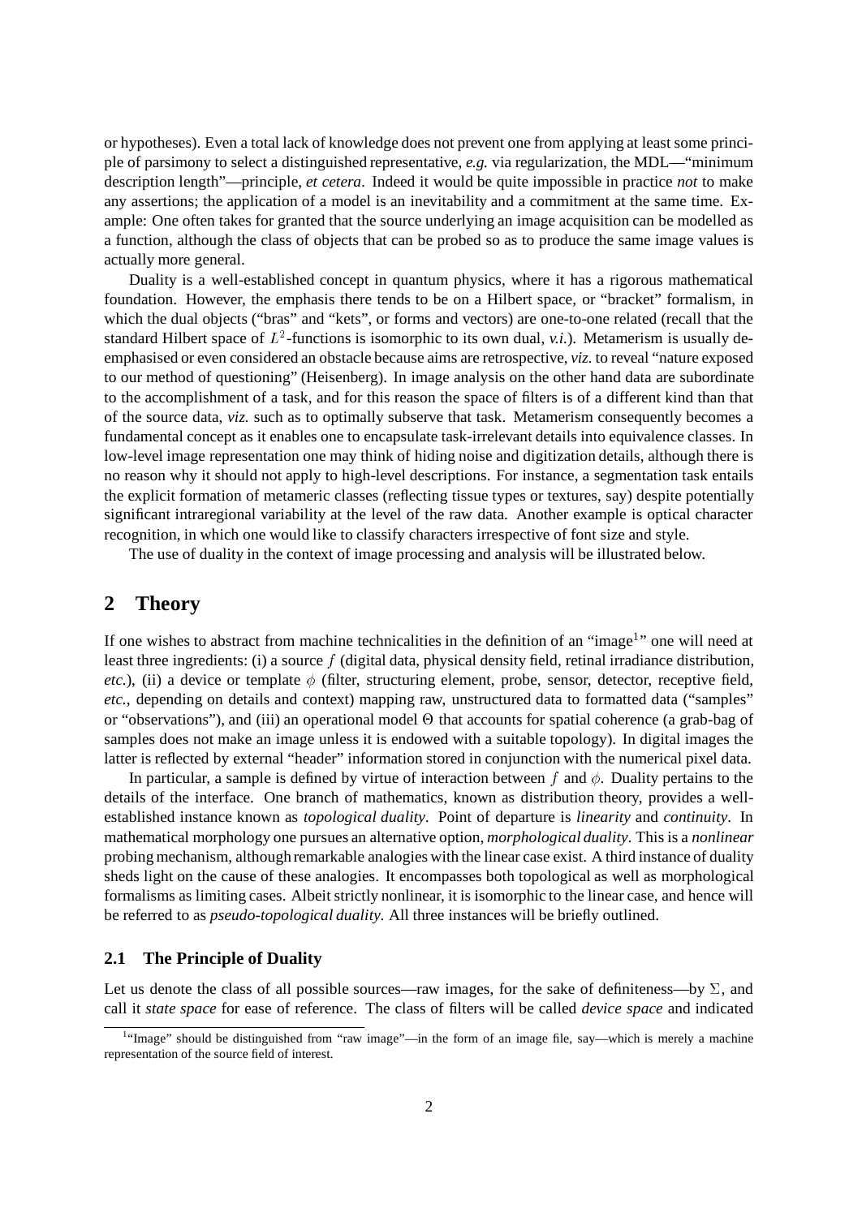or hypotheses). Even a total lack of knowledge does not prevent one from applying at least some principle of parsimony to select a distinguished representative, *e.g.* via regularization, the MDL—"minimum description length"—principle, *et cetera*. Indeed it would be quite impossible in practice *not* to make any assertions; the application of a model is an inevitability and a commitment at the same time. Example: One often takes for granted that the source underlying an image acquisition can be modelled as a function, although the class of objects that can be probed so as to produce the same image values is actually more general.

Duality is a well-established concept in quantum physics, where it has a rigorous mathematical foundation. However, the emphasis there tends to be on a Hilbert space, or "bracket" formalism, in which the dual objects ("bras" and "kets", or forms and vectors) are one-to-one related (recall that the standard Hilbert space of $L^2$-functions is isomorphic to its own dual, *v.i.*). Metamerism is usually deemphasised or even considered an obstacle because aims are retrospective, *viz.* to reveal "nature exposed to our method of questioning" (Heisenberg). In image analysis on the other hand data are subordinate to the accomplishment of a task, and for this reason the space of filters is of a different kind than that of the source data, *viz.* such as to optimally subserve that task. Metamerism consequently becomes a fundamental concept as it enables one to encapsulate task-irrelevant details into equivalence classes. In low-level image representation one may think of hiding noise and digitization details, although there is no reason why it should not apply to high-level descriptions. For instance, a segmentation task entails the explicit formation of metameric classes (reflecting tissue types or textures, say) despite potentially significant intraregional variability at the level of the raw data. Another example is optical character recognition, in which one would like to classify characters irrespective of font size and style.

The use of duality in the context of image processing and analysis will be illustrated below.

## 2 Theory

If one wishes to abstract from machine technicalities in the definition of an "image[1]" one will need at least three ingredients: (i) a source $f$ (digital data, physical density field, retinal irradiance distribution, *etc.*), (ii) a device or template $\phi$ (filter, structuring element, probe, sensor, detector, receptive field, *etc.*, depending on details and context) mapping raw, unstructured data to formatted data ("samples" or "observations"), and (iii) an operational model $\Theta$ that accounts for spatial coherence (a grab-bag of samples does not make an image unless it is endowed with a suitable topology). In digital images the latter is reflected by external "header" information stored in conjunction with the numerical pixel data.

In particular, a sample is defined by virtue of interaction between $f$ and $\phi$. Duality pertains to the details of the interface. One branch of mathematics, known as distribution theory, provides a well-established instance known as *topological duality*. Point of departure is *linearity* and *continuity*. In mathematical morphology one pursues an alternative option, *morphological duality*. This is a *nonlinear* probing mechanism, although remarkable analogies with the linear case exist. A third instance of duality sheds light on the cause of these analogies. It encompasses both topological as well as morphological formalisms as limiting cases. Albeit strictly nonlinear, it is isomorphic to the linear case, and hence will be referred to as *pseudo-topological duality*. All three instances will be briefly outlined.

### 2.1 The Principle of Duality

Let us denote the class of all possible sources—raw images, for the sake of definiteness—by $\Sigma$, and call it *state space* for ease of reference. The class of filters will be called *device space* and indicated

[1]"Image" should be distinguished from "raw image"—in the form of an image file, say—which is merely a machine representation of the source field of interest.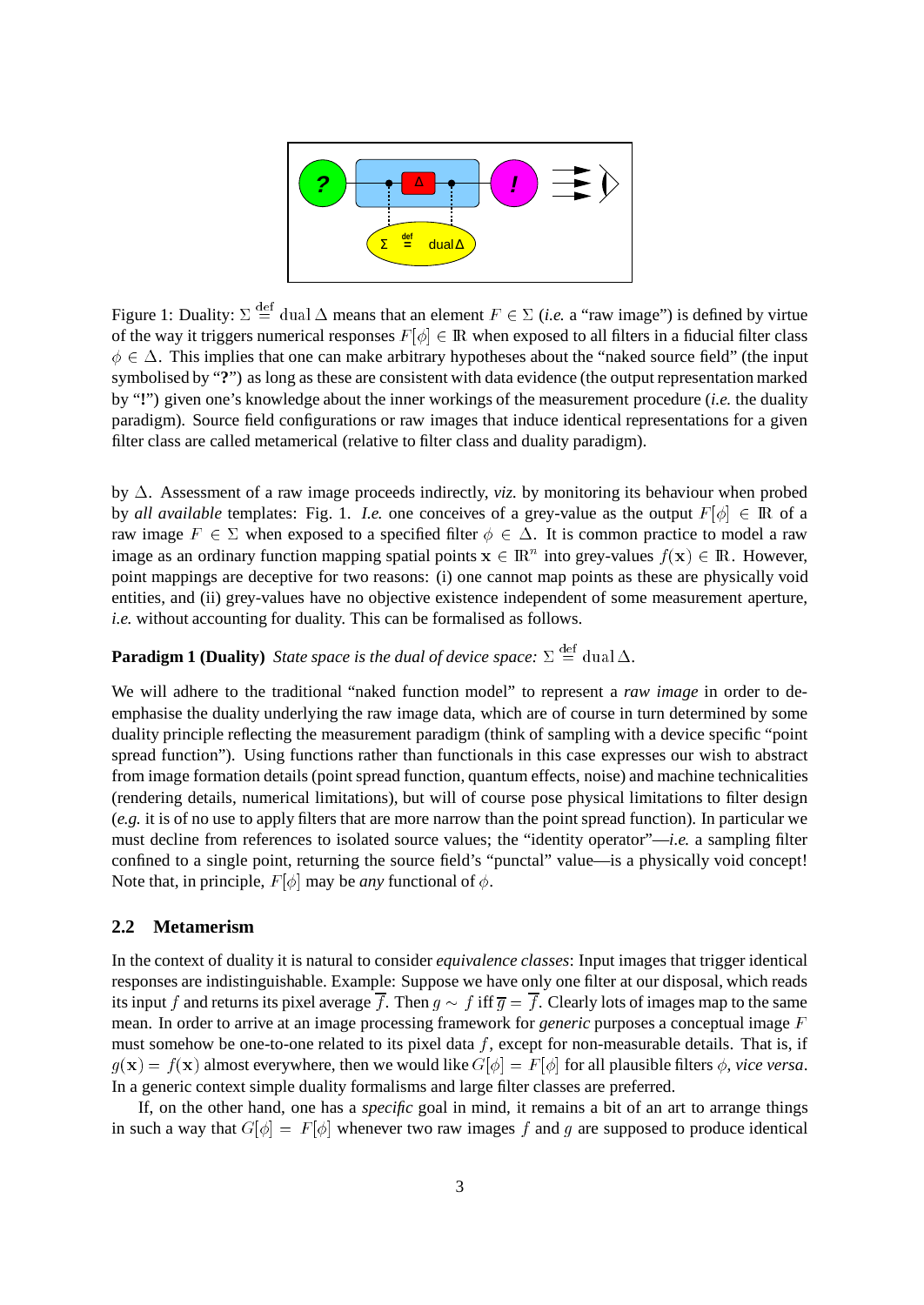Figure 1: Duality: $\Sigma \stackrel{\rm def}{=} \mathrm{dual}\,\Delta$ means that an element $F \in \Sigma$ (*i.e.* a "raw image") is defined by virtue of the way it triggers numerical responses $F[\phi] \in \mathbb{R}$ when exposed to all filters in a fiducial filter class $\phi \in \Delta$. This implies that one can make arbitrary hypotheses about the "naked source field" (the input symbolised by "**?**") as long as these are consistent with data evidence (the output representation marked by "**!**") given one's knowledge about the inner workings of the measurement procedure (*i.e.* the duality paradigm). Source field configurations or raw images that induce identical representations for a given filter class are called metamerical (relative to filter class and duality paradigm).

by $\Delta$. Assessment of a raw image proceeds indirectly, *viz.* by monitoring its behaviour when probed by *all available* templates: Fig. 1. *I.e.* one conceives of a grey-value as the output $F[\phi] \in \mathbb{R}$ of a raw image $F \in \Sigma$ when exposed to a specified filter $\phi \in \Delta$. It is common practice to model a raw image as an ordinary function mapping spatial points $\mathbf{x} \in \mathbb{R}^n$ into grey-values $f(\mathbf{x}) \in \mathbb{R}$. However, point mappings are deceptive for two reasons: (i) one cannot map points as these are physically void entities, and (ii) grey-values have no objective existence independent of some measurement aperture, *i.e.* without accounting for duality. This can be formalised as follows.

**Paradigm 1 (Duality)** *State space is the dual of device space:* $\Sigma \stackrel{\rm def}{=} \mathrm{dual}\,\Delta$.

We will adhere to the traditional "naked function model" to represent a *raw image* in order to de-emphasise the duality underlying the raw image data, which are of course in turn determined by some duality principle reflecting the measurement paradigm (think of sampling with a device specific "point spread function"). Using functions rather than functionals in this case expresses our wish to abstract from image formation details (point spread function, quantum effects, noise) and machine technicalities (rendering details, numerical limitations), but will of course pose physical limitations to filter design (*e.g.* it is of no use to apply filters that are more narrow than the point spread function). In particular we must decline from references to isolated source values; the "identity operator"—*i.e.* a sampling filter confined to a single point, returning the source field's "punctal" value—is a physically void concept! Note that, in principle, $F[\phi]$ may be *any* functional of $\phi$.

## 2.2 Metamerism

In the context of duality it is natural to consider *equivalence classes*: Input images that trigger identical responses are indistinguishable. Example: Suppose we have only one filter at our disposal, which reads its input $f$ and returns its pixel average $\overline{f}$. Then $g \sim f$ iff $\overline{g} = \overline{f}$. Clearly lots of images map to the same mean. In order to arrive at an image processing framework for *generic* purposes a conceptual image $F$ must somehow be one-to-one related to its pixel data $f$, except for non-measurable details. That is, if $g(\mathbf{x}) = f(\mathbf{x})$ almost everywhere, then we would like $G[\phi] = F[\phi]$ for all plausible filters $\phi$, *vice versa*. In a generic context simple duality formalisms and large filter classes are preferred.

If, on the other hand, one has a *specific* goal in mind, it remains a bit of an art to arrange things in such a way that $G[\phi] = F[\phi]$ whenever two raw images $f$ and $g$ are supposed to produce identical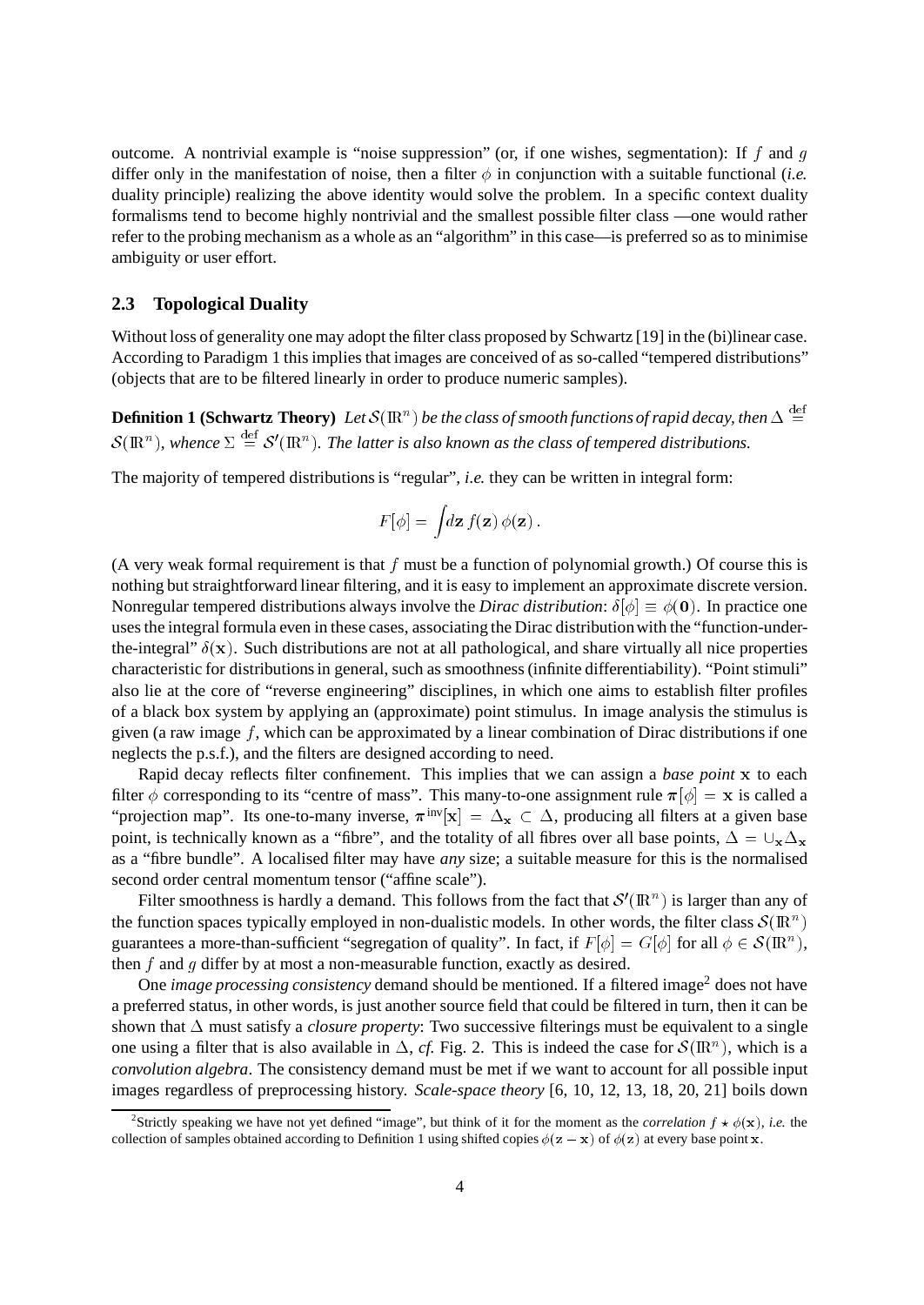outcome. A nontrivial example is "noise suppression" (or, if one wishes, segmentation): If $f$ and $g$ differ only in the manifestation of noise, then a filter $\phi$ in conjunction with a suitable functional (*i.e.* duality principle) realizing the above identity would solve the problem. In a specific context duality formalisms tend to become highly nontrivial and the smallest possible filter class —one would rather refer to the probing mechanism as a whole as an "algorithm" in this case—is preferred so as to minimise ambiguity or user effort.

### 2.3 Topological Duality

Without loss of generality one may adopt the filter class proposed by Schwartz [19] in the (bi)linear case. According to Paradigm 1 this implies that images are conceived of as so-called "tempered distributions" (objects that are to be filtered linearly in order to produce numeric samples).

**Definition 1 (Schwartz Theory)** *Let $\mathcal{S}(\mathbb{R}^n)$ be the class of smooth functions of rapid decay, then $\Delta \stackrel{\text{def}}{=} \mathcal{S}(\mathbb{R}^n)$, whence $\Sigma \stackrel{\text{def}}{=} \mathcal{S}'(\mathbb{R}^n)$. The latter is also known as the class of tempered distributions.*

The majority of tempered distributions is "regular", *i.e.* they can be written in integral form:

$$F[\phi] = \int d\mathbf{z}\, f(\mathbf{z})\, \phi(\mathbf{z})\,.$$

(A very weak formal requirement is that $f$ must be a function of polynomial growth.) Of course this is nothing but straightforward linear filtering, and it is easy to implement an approximate discrete version. Nonregular tempered distributions always involve the *Dirac distribution*: $\delta[\phi] \equiv \phi(\mathbf{0})$. In practice one uses the integral formula even in these cases, associating the Dirac distribution with the "function-under-the-integral" $\delta(\mathbf{x})$. Such distributions are not at all pathological, and share virtually all nice properties characteristic for distributions in general, such as smoothness (infinite differentiability). "Point stimuli" also lie at the core of "reverse engineering" disciplines, in which one aims to establish filter profiles of a black box system by applying an (approximate) point stimulus. In image analysis the stimulus is given (a raw image $f$, which can be approximated by a linear combination of Dirac distributions if one neglects the p.s.f.), and the filters are designed according to need.

Rapid decay reflects filter confinement. This implies that we can assign a *base point* $\mathbf{x}$ to each filter $\phi$ corresponding to its "centre of mass". This many-to-one assignment rule $\boldsymbol{\pi}[\phi] = \mathbf{x}$ is called a "projection map". Its one-to-many inverse, $\boldsymbol{\pi}^{\text{inv}}[\mathbf{x}] = \Delta_{\mathbf{x}} \subset \Delta$, producing all filters at a given base point, is technically known as a "fibre", and the totality of all fibres over all base points, $\Delta = \cup_{\mathbf{x}} \Delta_{\mathbf{x}}$ as a "fibre bundle". A localised filter may have *any* size; a suitable measure for this is the normalised second order central momentum tensor ("affine scale").

Filter smoothness is hardly a demand. This follows from the fact that $\mathcal{S}'(\mathbb{R}^n)$ is larger than any of the function spaces typically employed in non-dualistic models. In other words, the filter class $\mathcal{S}(\mathbb{R}^n)$ guarantees a more-than-sufficient "segregation of quality". In fact, if $F[\phi] = G[\phi]$ for all $\phi \in \mathcal{S}(\mathbb{R}^n)$, then $f$ and $g$ differ by at most a non-measurable function, exactly as desired.

One *image processing consistency* demand should be mentioned. If a filtered image[2] does not have a preferred status, in other words, is just another source field that could be filtered in turn, then it can be shown that $\Delta$ must satisfy a *closure property*: Two successive filterings must be equivalent to a single one using a filter that is also available in $\Delta$, *cf.* Fig. 2. This is indeed the case for $\mathcal{S}(\mathbb{R}^n)$, which is a *convolution algebra*. The consistency demand must be met if we want to account for all possible input images regardless of preprocessing history. *Scale-space theory* [6, 10, 12, 13, 18, 20, 21] boils down

[2] Strictly speaking we have not yet defined "image", but think of it for the moment as the *correlation* $f \star \phi(\mathbf{x})$, *i.e.* the collection of samples obtained according to Definition 1 using shifted copies $\phi(\mathbf{z} - \mathbf{x})$ of $\phi(\mathbf{z})$ at every base point $\mathbf{x}$.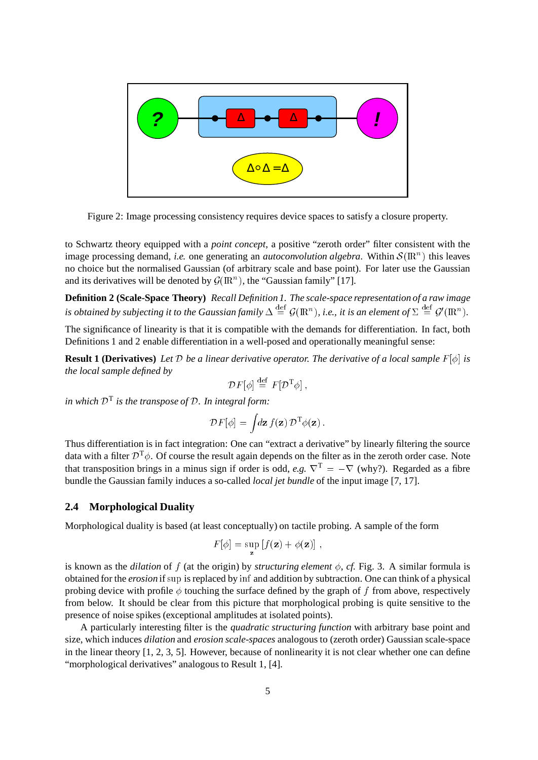Figure 2: Image processing consistency requires device spaces to satisfy a closure property.

to Schwartz theory equipped with a *point concept*, a positive "zeroth order" filter consistent with the image processing demand, *i.e.* one generating an *autoconvolution algebra*. Within $\mathcal{S}(\mathbb{R}^n)$ this leaves no choice but the normalised Gaussian (of arbitrary scale and base point). For later use the Gaussian and its derivatives will be denoted by $\mathcal{G}(\mathbb{R}^n)$, the "Gaussian family" [17].

**Definition 2 (Scale-Space Theory)** *Recall Definition 1. The scale-space representation of a raw image is obtained by subjecting it to the Gaussian family* $\Delta \stackrel{\text{def}}{=} \mathcal{G}(\mathbb{R}^n)$*, i.e., it is an element of* $\Sigma \stackrel{\text{def}}{=} \mathcal{G}'(\mathbb{R}^n)$*.*

The significance of linearity is that it is compatible with the demands for differentiation. In fact, both Definitions 1 and 2 enable differentiation in a well-posed and operationally meaningful sense:

**Result 1 (Derivatives)** *Let* $\mathcal{D}$ *be a linear derivative operator. The derivative of a local sample* $F[\phi]$ *is the local sample defined by*

$$\mathcal{D}F[\phi] \stackrel{\text{def}}{=} F[\mathcal{D}^{\mathrm{T}}\phi] \,,$$

*in which* $\mathcal{D}^{\mathrm{T}}$ *is the transpose of* $\mathcal{D}$*. In integral form:*

$$\mathcal{D}F[\phi] = \int d\mathbf{z}\, f(\mathbf{z})\, \mathcal{D}^{\mathrm{T}}\phi(\mathbf{z})\,.$$

Thus differentiation is in fact integration: One can "extract a derivative" by linearly filtering the source data with a filter $\mathcal{D}^{\mathrm{T}}\phi$. Of course the result again depends on the filter as in the zeroth order case. Note that transposition brings in a minus sign if order is odd, *e.g.* $\nabla^{\mathrm{T}} = -\nabla$ (why?). Regarded as a fibre bundle the Gaussian family induces a so-called *local jet bundle* of the input image [7, 17].

### 2.4 Morphological Duality

Morphological duality is based (at least conceptually) on tactile probing. A sample of the form

$$F[\phi] = \sup_{\mathbf{z}} \left[ f(\mathbf{z}) + \phi(\mathbf{z}) \right] \,,$$

is known as the *dilation* of $f$ (at the origin) by *structuring element* $\phi$, *cf.* Fig. 3. A similar formula is obtained for the *erosion* if $\sup$ is replaced by $\inf$ and addition by subtraction. One can think of a physical probing device with profile $\phi$ touching the surface defined by the graph of $f$ from above, respectively from below. It should be clear from this picture that morphological probing is quite sensitive to the presence of noise spikes (exceptional amplitudes at isolated points).

A particularly interesting filter is the *quadratic structuring function* with arbitrary base point and size, which induces *dilation* and *erosion scale-spaces* analogous to (zeroth order) Gaussian scale-space in the linear theory [1, 2, 3, 5]. However, because of nonlinearity it is not clear whether one can define "morphological derivatives" analogous to Result 1, [4].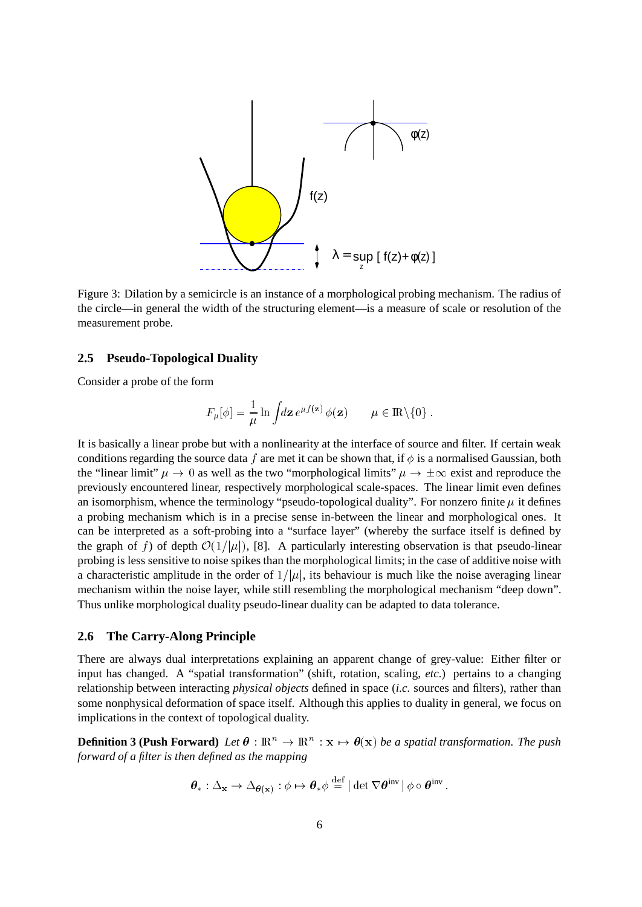Figure 3: Dilation by a semicircle is an instance of a morphological probing mechanism. The radius of the circle—in general the width of the structuring element—is a measure of scale or resolution of the measurement probe.

### 2.5 Pseudo-Topological Duality

Consider a probe of the form

$$F_\mu[\phi] = \frac{1}{\mu} \ln \int d\mathbf{z}\, e^{\mu f(\mathbf{z})}\, \phi(\mathbf{z}) \qquad \mu \in \mathbb{R}\backslash\{0\}\,.$$

It is basically a linear probe but with a nonlinearity at the interface of source and filter. If certain weak conditions regarding the source data $f$ are met it can be shown that, if $\phi$ is a normalised Gaussian, both the "linear limit" $\mu \to 0$ as well as the two "morphological limits" $\mu \to \pm\infty$ exist and reproduce the previously encountered linear, respectively morphological scale-spaces. The linear limit even defines an isomorphism, whence the terminology "pseudo-topological duality". For nonzero finite $\mu$ it defines a probing mechanism which is in a precise sense in-between the linear and morphological ones. It can be interpreted as a soft-probing into a "surface layer" (whereby the surface itself is defined by the graph of $f$) of depth $\mathcal{O}(1/|\mu|)$, [8]. A particularly interesting observation is that pseudo-linear probing is less sensitive to noise spikes than the morphological limits; in the case of additive noise with a characteristic amplitude in the order of $1/|\mu|$, its behaviour is much like the noise averaging linear mechanism within the noise layer, while still resembling the morphological mechanism "deep down". Thus unlike morphological duality pseudo-linear duality can be adapted to data tolerance.

### 2.6 The Carry-Along Principle

There are always dual interpretations explaining an apparent change of grey-value: Either filter or input has changed. A "spatial transformation" (shift, rotation, scaling, *etc.*) pertains to a changing relationship between interacting *physical objects* defined in space (*i.e.* sources and filters), rather than some nonphysical deformation of space itself. Although this applies to duality in general, we focus on implications in the context of topological duality.

**Definition 3 (Push Forward)** *Let $\boldsymbol{\theta} : \mathbb{R}^n \to \mathbb{R}^n : \mathbf{x} \mapsto \boldsymbol{\theta}(\mathbf{x})$ be a spatial transformation. The push forward of a filter is then defined as the mapping*

$$\boldsymbol{\theta}_* : \Delta_{\mathbf{x}} \to \Delta_{\boldsymbol{\theta}(\mathbf{x})} : \phi \mapsto \boldsymbol{\theta}_* \phi \stackrel{\text{def}}{=} |\det \nabla \boldsymbol{\theta}^{\text{inv}}|\, \phi \circ \boldsymbol{\theta}^{\text{inv}}\,.$$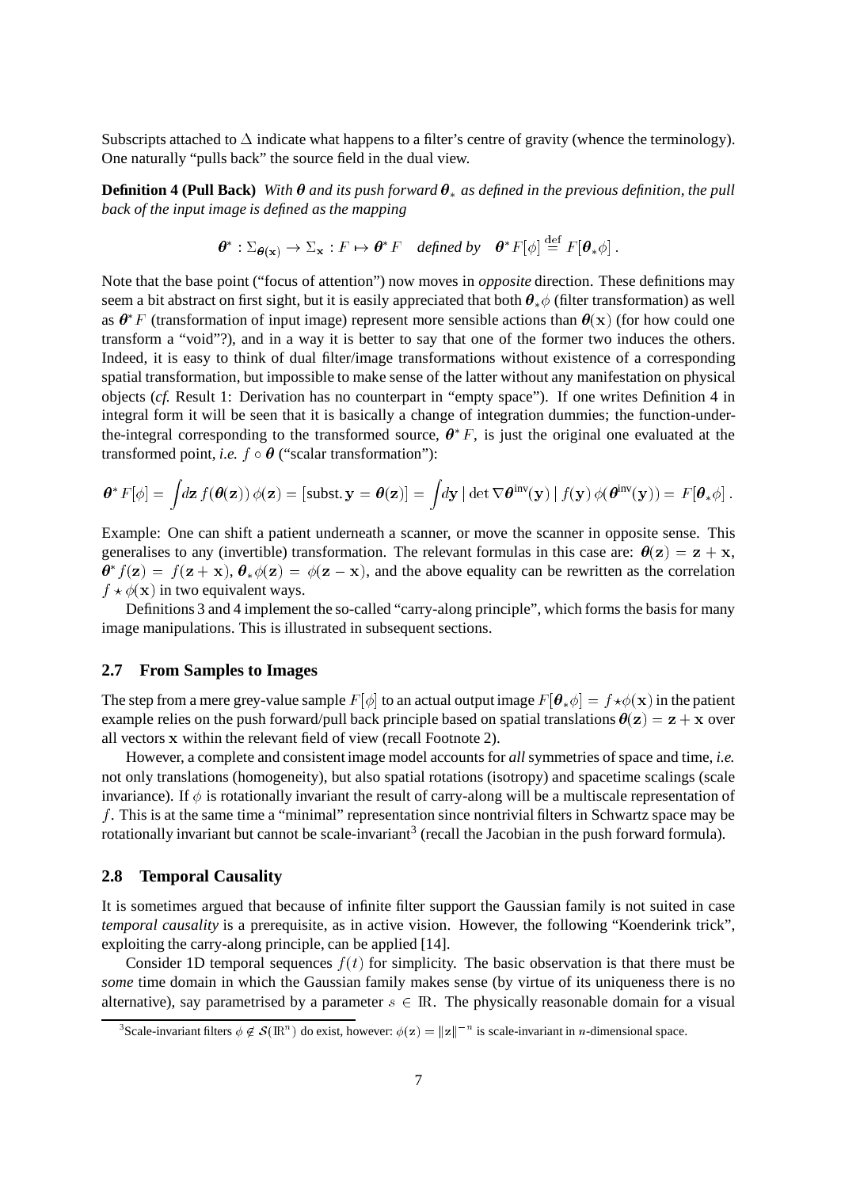Subscripts attached to $\Delta$ indicate what happens to a filter's centre of gravity (whence the terminology). One naturally "pulls back" the source field in the dual view.

**Definition 4 (Pull Back)** *With $\boldsymbol{\theta}$ and its push forward $\boldsymbol{\theta}_*$ as defined in the previous definition, the pull back of the input image is defined as the mapping*

$$\boldsymbol{\theta}^* : \Sigma_{\boldsymbol{\theta}(\mathbf{x})} \to \Sigma_{\mathbf{x}} : F \mapsto \boldsymbol{\theta}^* F \quad \textit{defined by} \quad \boldsymbol{\theta}^* F[\phi] \stackrel{\text{def}}{=} F[\boldsymbol{\theta}_* \phi] \, .$$

Note that the base point ("focus of attention") now moves in *opposite* direction. These definitions may seem a bit abstract on first sight, but it is easily appreciated that both $\boldsymbol{\theta}_* \phi$ (filter transformation) as well as $\boldsymbol{\theta}^* F$ (transformation of input image) represent more sensible actions than $\boldsymbol{\theta}(\mathbf{x})$ (for how could one transform a "void"?), and in a way it is better to say that one of the former two induces the others. Indeed, it is easy to think of dual filter/image transformations without existence of a corresponding spatial transformation, but impossible to make sense of the latter without any manifestation on physical objects (*cf.* Result 1: Derivation has no counterpart in "empty space"). If one writes Definition 4 in integral form it will be seen that it is basically a change of integration dummies; the function-under-the-integral corresponding to the transformed source, $\boldsymbol{\theta}^* F$, is just the original one evaluated at the transformed point, *i.e.* $f \circ \boldsymbol{\theta}$ ("scalar transformation"):

$$\boldsymbol{\theta}^* F[\phi] = \int d\mathbf{z} \, f(\boldsymbol{\theta}(\mathbf{z})) \, \phi(\mathbf{z}) = [\text{subst.} \, \mathbf{y} = \boldsymbol{\theta}(\mathbf{z})] = \int d\mathbf{y} \, | \det \nabla \boldsymbol{\theta}^{\text{inv}}(\mathbf{y}) \, | \, f(\mathbf{y}) \, \phi(\boldsymbol{\theta}^{\text{inv}}(\mathbf{y})) = F[\boldsymbol{\theta}_* \phi] \, .$$

Example: One can shift a patient underneath a scanner, or move the scanner in opposite sense. This generalises to any (invertible) transformation. The relevant formulas in this case are: $\boldsymbol{\theta}(\mathbf{z}) = \mathbf{z} + \mathbf{x}$, $\boldsymbol{\theta}^* f(\mathbf{z}) = f(\mathbf{z} + \mathbf{x})$, $\boldsymbol{\theta}_* \phi(\mathbf{z}) = \phi(\mathbf{z} - \mathbf{x})$, and the above equality can be rewritten as the correlation $f \star \phi(\mathbf{x})$ in two equivalent ways.

Definitions 3 and 4 implement the so-called "carry-along principle", which forms the basis for many image manipulations. This is illustrated in subsequent sections.

### 2.7 From Samples to Images

The step from a mere grey-value sample $F[\phi]$ to an actual output image $F[\boldsymbol{\theta}_* \phi] = f \star \phi(\mathbf{x})$ in the patient example relies on the push forward/pull back principle based on spatial translations $\boldsymbol{\theta}(\mathbf{z}) = \mathbf{z} + \mathbf{x}$ over all vectors $\mathbf{x}$ within the relevant field of view (recall Footnote 2).

However, a complete and consistent image model accounts for *all* symmetries of space and time, *i.e.* not only translations (homogeneity), but also spatial rotations (isotropy) and spacetime scalings (scale invariance). If $\phi$ is rotationally invariant the result of carry-along will be a multiscale representation of $f$. This is at the same time a "minimal" representation since nontrivial filters in Schwartz space may be rotationally invariant but cannot be scale-invariant[3] (recall the Jacobian in the push forward formula).

### 2.8 Temporal Causality

It is sometimes argued that because of infinite filter support the Gaussian family is not suited in case *temporal causality* is a prerequisite, as in active vision. However, the following "Koenderink trick", exploiting the carry-along principle, can be applied [14].

Consider 1D temporal sequences $f(t)$ for simplicity. The basic observation is that there must be *some* time domain in which the Gaussian family makes sense (by virtue of its uniqueness there is no alternative), say parametrised by a parameter $s \in \mathbb{R}$. The physically reasonable domain for a visual

[3] Scale-invariant filters $\phi \notin \mathcal{S}(\mathbb{R}^n)$ do exist, however: $\phi(\mathbf{z}) = \|\mathbf{z}\|^{-n}$ is scale-invariant in $n$-dimensional space.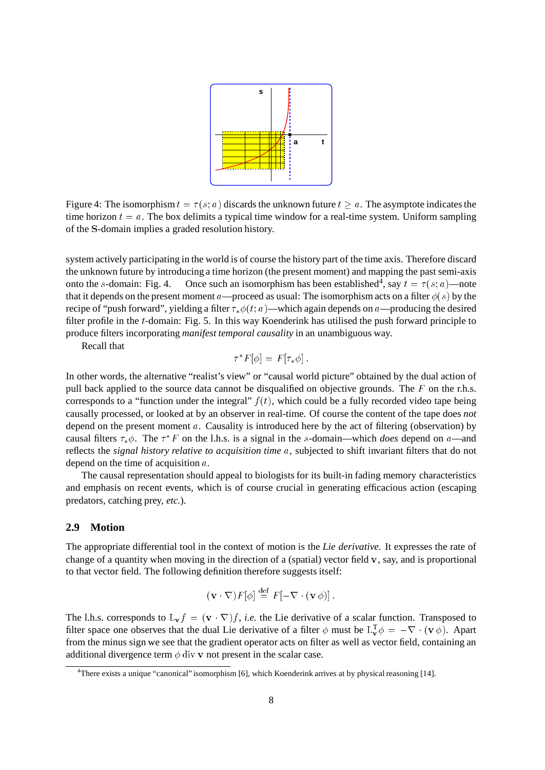Figure 4: The isomorphism $t = \tau(s; a)$ discards the unknown future $t \geq a$. The asymptote indicates the time horizon $t = a$. The box delimits a typical time window for a real-time system. Uniform sampling of the S-domain implies a graded resolution history.

system actively participating in the world is of course the history part of the time axis. Therefore discard the unknown future by introducing a time horizon (the present moment) and mapping the past semi-axis onto the $s$-domain: Fig. 4. Once such an isomorphism has been established[4], say $t = \tau(s; a)$—note that it depends on the present moment $a$—proceed as usual: The isomorphism acts on a filter $\phi(s)$ by the recipe of "push forward", yielding a filter $\tau_*\phi(t; a)$—which again depends on $a$—producing the desired filter profile in the $t$-domain: Fig. 5. In this way Koenderink has utilised the push forward principle to produce filters incorporating *manifest temporal causality* in an unambiguous way.

Recall that

$$\tau^* F[\phi] = F[\tau_* \phi] \, .$$

In other words, the alternative "realist's view" or "causal world picture" obtained by the dual action of pull back applied to the source data cannot be disqualified on objective grounds. The $F$ on the r.h.s. corresponds to a "function under the integral" $f(t)$, which could be a fully recorded video tape being causally processed, or looked at by an observer in real-time. Of course the content of the tape does *not* depend on the present moment $a$. Causality is introduced here by the act of filtering (observation) by causal filters $\tau_*\phi$. The $\tau^* F$ on the l.h.s. is a signal in the $s$-domain—which *does* depend on $a$—and reflects the *signal history relative to acquisition time* $a$, subjected to shift invariant filters that do not depend on the time of acquisition $a$.

The causal representation should appeal to biologists for its built-in fading memory characteristics and emphasis on recent events, which is of course crucial in generating efficacious action (escaping predators, catching prey, *etc.*).

### 2.9 Motion

The appropriate differential tool in the context of motion is the *Lie derivative*. It expresses the rate of change of a quantity when moving in the direction of a (spatial) vector field $\mathbf{v}$, say, and is proportional to that vector field. The following definition therefore suggests itself:

$$(\mathbf{v} \cdot \nabla) F[\phi] \stackrel{\text{def}}{=} F[-\nabla \cdot (\mathbf{v}\, \phi)] \, .$$

The l.h.s. corresponds to $\mathrm{L}_{\mathbf{v}} f = (\mathbf{v} \cdot \nabla) f$, *i.e.* the Lie derivative of a scalar function. Transposed to filter space one observes that the dual Lie derivative of a filter $\phi$ must be $\mathrm{L}_{\mathbf{v}}^{\mathrm{T}} \phi = -\nabla \cdot (\mathbf{v}\, \phi)$. Apart from the minus sign we see that the gradient operator acts on filter as well as vector field, containing an additional divergence term $\phi \operatorname{div} \mathbf{v}$ not present in the scalar case.

[4] There exists a unique "canonical" isomorphism [6], which Koenderink arrives at by physical reasoning [14].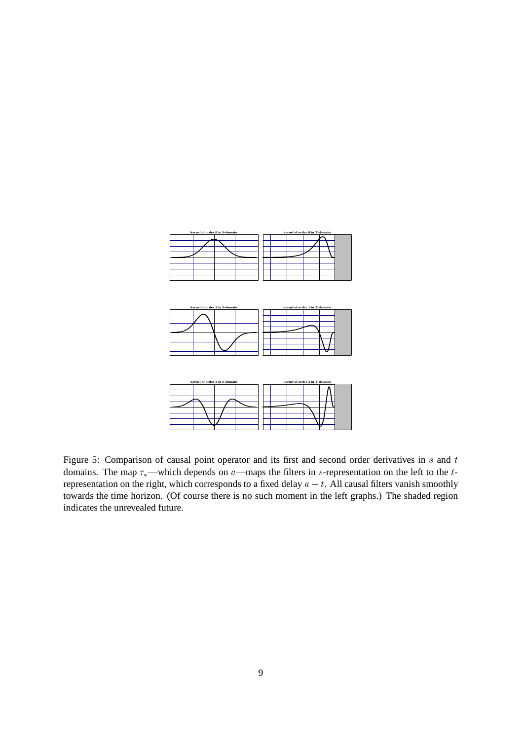Figure 5: Comparison of causal point operator and its first and second order derivatives in $s$ and $t$ domains. The map $\tau_*$—which depends on $a$—maps the filters in $s$-representation on the left to the $t$-representation on the right, which corresponds to a fixed delay $a - t$. All causal filters vanish smoothly towards the time horizon. (Of course there is no such moment in the left graphs.) The shaded region indicates the unrevealed future.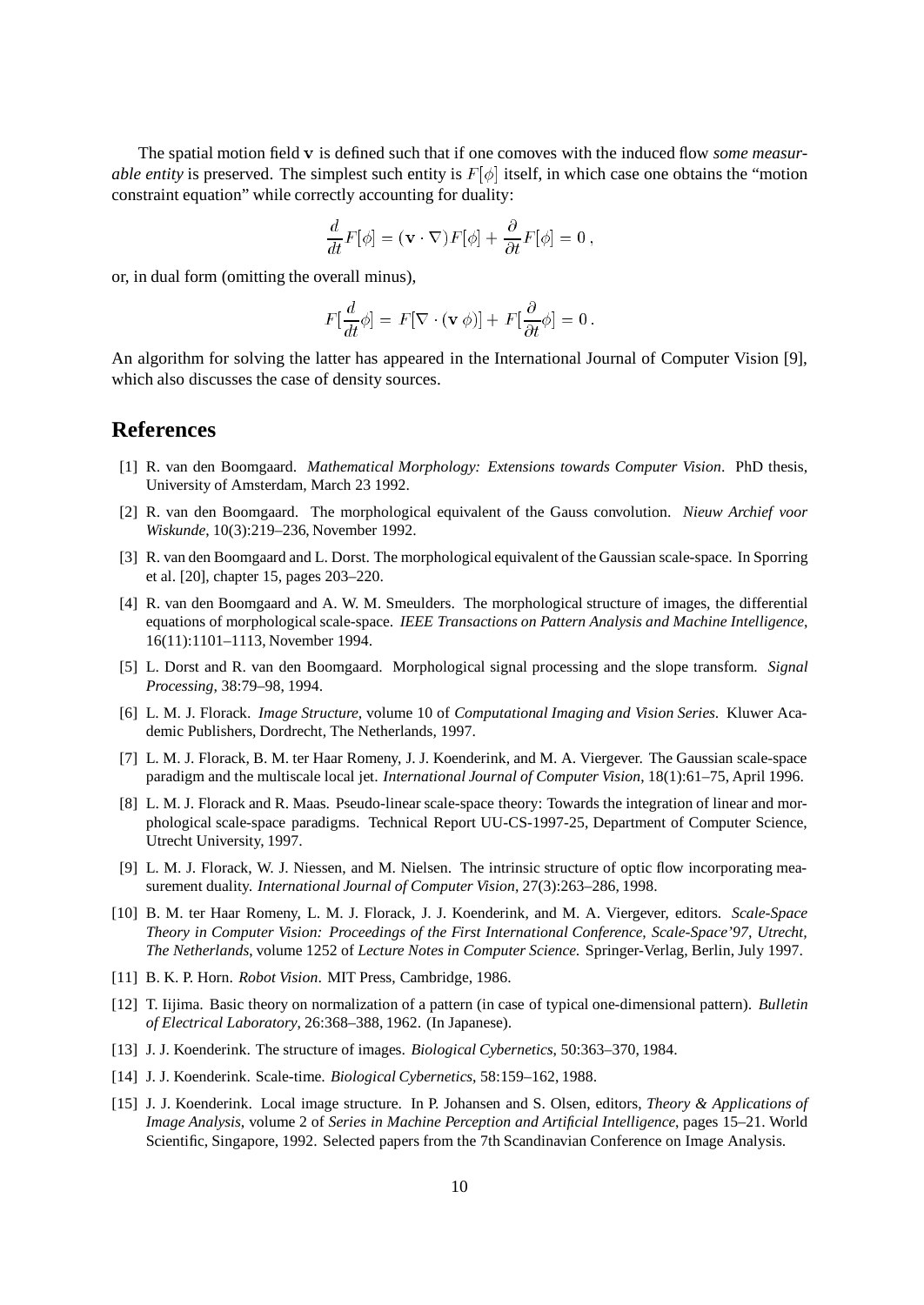The spatial motion field $\mathbf{v}$ is defined such that if one comoves with the induced flow *some measurable entity* is preserved. The simplest such entity is $F[\phi]$ itself, in which case one obtains the "motion constraint equation" while correctly accounting for duality:

$$\frac{d}{dt}F[\phi] = (\mathbf{v} \cdot \nabla)F[\phi] + \frac{\partial}{\partial t}F[\phi] = 0\,,$$

or, in dual form (omitting the overall minus),

$$F[\frac{d}{dt}\phi] = F[\nabla \cdot (\mathbf{v}\,\phi)] + F[\frac{\partial}{\partial t}\phi] = 0\,.$$

An algorithm for solving the latter has appeared in the International Journal of Computer Vision [9], which also discusses the case of density sources.

## References

[1] R. van den Boomgaard. *Mathematical Morphology: Extensions towards Computer Vision*. PhD thesis, University of Amsterdam, March 23 1992.

[2] R. van den Boomgaard. The morphological equivalent of the Gauss convolution. *Nieuw Archief voor Wiskunde*, 10(3):219–236, November 1992.

[3] R. van den Boomgaard and L. Dorst. The morphological equivalent of the Gaussian scale-space. In Sporring et al. [20], chapter 15, pages 203–220.

[4] R. van den Boomgaard and A. W. M. Smeulders. The morphological structure of images, the differential equations of morphological scale-space. *IEEE Transactions on Pattern Analysis and Machine Intelligence*, 16(11):1101–1113, November 1994.

[5] L. Dorst and R. van den Boomgaard. Morphological signal processing and the slope transform. *Signal Processing*, 38:79–98, 1994.

[6] L. M. J. Florack. *Image Structure*, volume 10 of *Computational Imaging and Vision Series*. Kluwer Academic Publishers, Dordrecht, The Netherlands, 1997.

[7] L. M. J. Florack, B. M. ter Haar Romeny, J. J. Koenderink, and M. A. Viergever. The Gaussian scale-space paradigm and the multiscale local jet. *International Journal of Computer Vision*, 18(1):61–75, April 1996.

[8] L. M. J. Florack and R. Maas. Pseudo-linear scale-space theory: Towards the integration of linear and morphological scale-space paradigms. Technical Report UU-CS-1997-25, Department of Computer Science, Utrecht University, 1997.

[9] L. M. J. Florack, W. J. Niessen, and M. Nielsen. The intrinsic structure of optic flow incorporating measurement duality. *International Journal of Computer Vision*, 27(3):263–286, 1998.

[10] B. M. ter Haar Romeny, L. M. J. Florack, J. J. Koenderink, and M. A. Viergever, editors. *Scale-Space Theory in Computer Vision: Proceedings of the First International Conference, Scale-Space'97, Utrecht, The Netherlands*, volume 1252 of *Lecture Notes in Computer Science*. Springer-Verlag, Berlin, July 1997.

[11] B. K. P. Horn. *Robot Vision*. MIT Press, Cambridge, 1986.

[12] T. Iijima. Basic theory on normalization of a pattern (in case of typical one-dimensional pattern). *Bulletin of Electrical Laboratory*, 26:368–388, 1962. (In Japanese).

[13] J. J. Koenderink. The structure of images. *Biological Cybernetics*, 50:363–370, 1984.

[14] J. J. Koenderink. Scale-time. *Biological Cybernetics*, 58:159–162, 1988.

[15] J. J. Koenderink. Local image structure. In P. Johansen and S. Olsen, editors, *Theory & Applications of Image Analysis*, volume 2 of *Series in Machine Perception and Artificial Intelligence*, pages 15–21. World Scientific, Singapore, 1992. Selected papers from the 7th Scandinavian Conference on Image Analysis.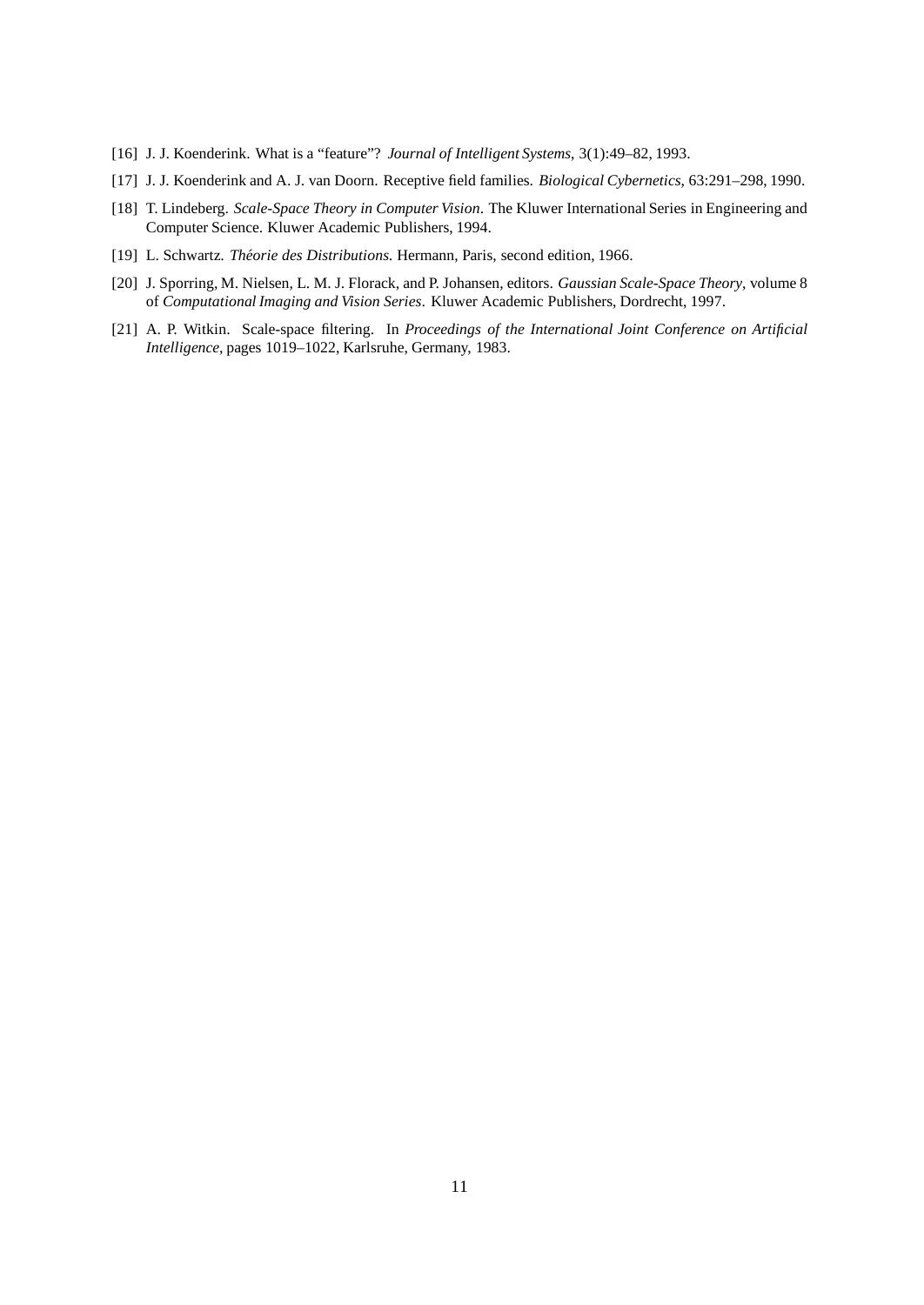[16] J. J. Koenderink. What is a “feature”? *Journal of Intelligent Systems*, 3(1):49–82, 1993.

[17] J. J. Koenderink and A. J. van Doorn. Receptive field families. *Biological Cybernetics*, 63:291–298, 1990.

[18] T. Lindeberg. *Scale-Space Theory in Computer Vision*. The Kluwer International Series in Engineering and Computer Science. Kluwer Academic Publishers, 1994.

[19] L. Schwartz. *Théorie des Distributions*. Hermann, Paris, second edition, 1966.

[20] J. Sporring, M. Nielsen, L. M. J. Florack, and P. Johansen, editors. *Gaussian Scale-Space Theory*, volume 8 of *Computational Imaging and Vision Series*. Kluwer Academic Publishers, Dordrecht, 1997.

[21] A. P. Witkin. Scale-space filtering. In *Proceedings of the International Joint Conference on Artificial Intelligence*, pages 1019–1022, Karlsruhe, Germany, 1983.